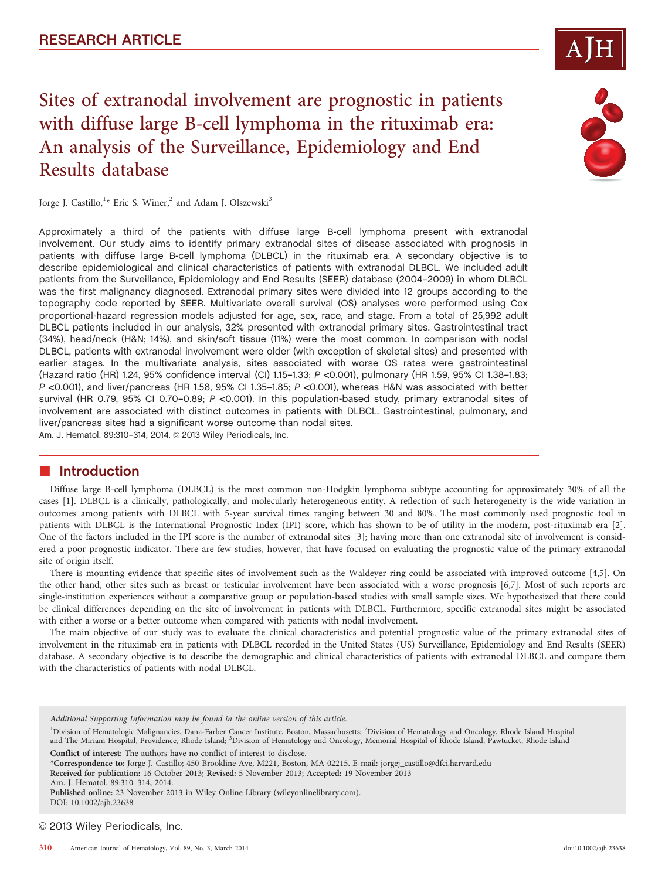RESEARCH ARTICLE

# Sites of extranodal involvement are prognostic in patients with diffuse large B-cell lymphoma in the rituximab era: An analysis of the Surveillance, Epidemiology and End Results database

Jorge J. Castillo,[1]* Eric S. Winer,[2] and Adam J. Olszewski[3]

Approximately a third of the patients with diffuse large B-cell lymphoma present with extranodal involvement. Our study aims to identify primary extranodal sites of disease associated with prognosis in patients with diffuse large B-cell lymphoma (DLBCL) in the rituximab era. A secondary objective is to describe epidemiological and clinical characteristics of patients with extranodal DLBCL. We included adult patients from the Surveillance, Epidemiology and End Results (SEER) database (2004–2009) in whom DLBCL was the first malignancy diagnosed. Extranodal primary sites were divided into 12 groups according to the topography code reported by SEER. Multivariate overall survival (OS) analyses were performed using Cox proportional-hazard regression models adjusted for age, sex, race, and stage. From a total of 25,992 adult DLBCL patients included in our analysis, 32% presented with extranodal primary sites. Gastrointestinal tract (34%), head/neck (H&N; 14%), and skin/soft tissue (11%) were the most common. In comparison with nodal DLBCL, patients with extranodal involvement were older (with exception of skeletal sites) and presented with earlier stages. In the multivariate analysis, sites associated with worse OS rates were gastrointestinal (Hazard ratio (HR) 1.24, 95% confidence interval (CI) 1.15–1.33; $P$ <0.001), pulmonary (HR 1.59, 95% CI 1.38–1.83; $P$ <0.001), and liver/pancreas (HR 1.58, 95% CI 1.35–1.85; $P$ <0.001), whereas H&N was associated with better survival (HR 0.79, 95% CI 0.70–0.89; $P$ <0.001). In this population-based study, primary extranodal sites of involvement are associated with distinct outcomes in patients with DLBCL. Gastrointestinal, pulmonary, and liver/pancreas sites had a significant worse outcome than nodal sites.
Am. J. Hematol. 89:310–314, 2014. © 2013 Wiley Periodicals, Inc.

## Introduction

Diffuse large B-cell lymphoma (DLBCL) is the most common non-Hodgkin lymphoma subtype accounting for approximately 30% of all the cases [1]. DLBCL is a clinically, pathologically, and molecularly heterogeneous entity. A reflection of such heterogeneity is the wide variation in outcomes among patients with DLBCL with 5-year survival times ranging between 30 and 80%. The most commonly used prognostic tool in patients with DLBCL is the International Prognostic Index (IPI) score, which has shown to be of utility in the modern, post-rituximab era [2]. One of the factors included in the IPI score is the number of extranodal sites [3]; having more than one extranodal site of involvement is considered a poor prognostic indicator. There are few studies, however, that have focused on evaluating the prognostic value of the primary extranodal site of origin itself.

There is mounting evidence that specific sites of involvement such as the Waldeyer ring could be associated with improved outcome [4,5]. On the other hand, other sites such as breast or testicular involvement have been associated with a worse prognosis [6,7]. Most of such reports are single-institution experiences without a comparative group or population-based studies with small sample sizes. We hypothesized that there could be clinical differences depending on the site of involvement in patients with DLBCL. Furthermore, specific extranodal sites might be associated with either a worse or a better outcome when compared with patients with nodal involvement.

The main objective of our study was to evaluate the clinical characteristics and potential prognostic value of the primary extranodal sites of involvement in the rituximab era in patients with DLBCL recorded in the United States (US) Surveillance, Epidemiology and End Results (SEER) database. A secondary objective is to describe the demographic and clinical characteristics of patients with extranodal DLBCL and compare them with the characteristics of patients with nodal DLBCL.

*Additional Supporting Information may be found in the online version of this article.*

[1]Division of Hematologic Malignancies, Dana-Farber Cancer Institute, Boston, Massachusetts; [2]Division of Hematology and Oncology, Rhode Island Hospital and The Miriam Hospital, Providence, Rhode Island; [3]Division of Hematology and Oncology, Memorial Hospital of Rhode Island, Pawtucket, Rhode Island

**Conflict of interest**: The authors have no conflict of interest to disclose.

*__Correspondence to__: Jorge J. Castillo; 450 Brookline Ave, M221, Boston, MA 02215. E-mail: jorgej_castillo@dfci.harvard.edu

**Received for publication:** 16 October 2013; **Revised:** 5 November 2013; **Accepted:** 19 November 2013

Am. J. Hematol. 89:310–314, 2014.

**Published online:** 23 November 2013 in Wiley Online Library (wileyonlinelibrary.com).

DOI: 10.1002/ajh.23638

© 2013 Wiley Periodicals, Inc.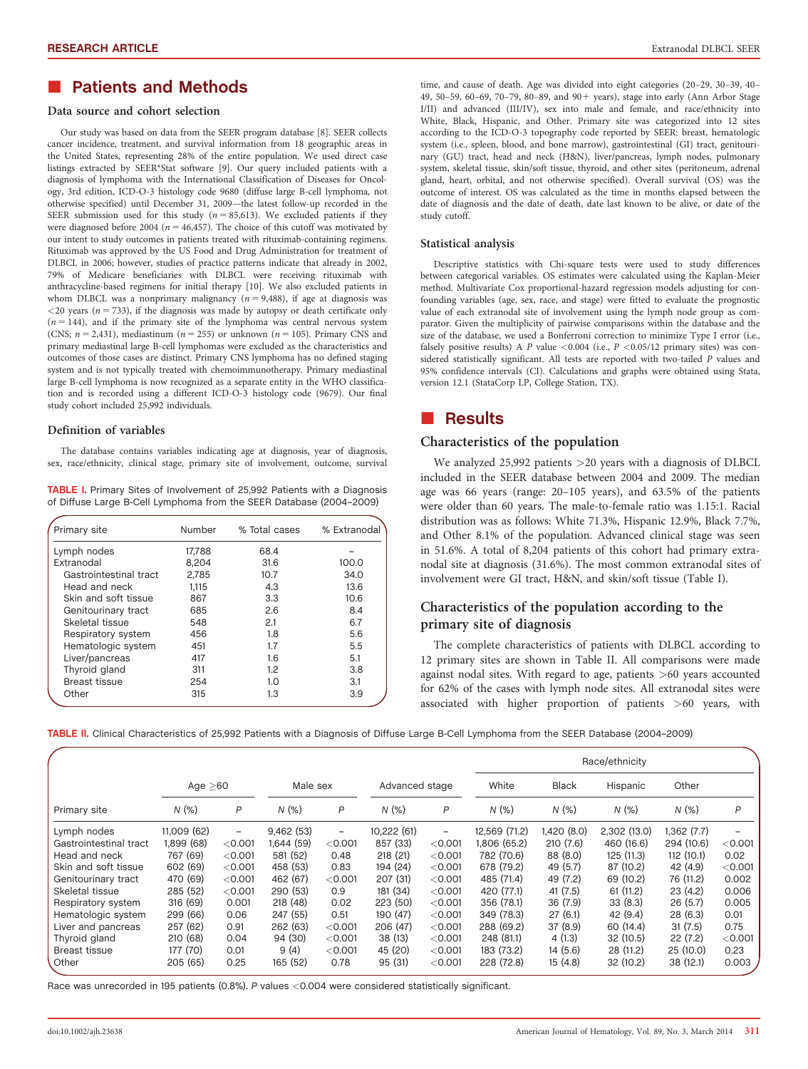## Patients and Methods

### Data source and cohort selection

Our study was based on data from the SEER program database [8]. SEER collects cancer incidence, treatment, and survival information from 18 geographic areas in the United States, representing 28% of the entire population. We used direct case listings extracted by SEER*Stat software [9]. Our query included patients with a diagnosis of lymphoma with the International Classification of Diseases for Oncology, 3rd edition, ICD-O-3 histology code 9680 (diffuse large B-cell lymphoma, not otherwise specified) until December 31, 2009—the latest follow-up recorded in the SEER submission used for this study ($n = 85{,}613$). We excluded patients if they were diagnosed before 2004 ($n = 46{,}457$). The choice of this cutoff was motivated by our intent to study outcomes in patients treated with rituximab-containing regimens. Rituximab was approved by the US Food and Drug Administration for treatment of DLBCL in 2006; however, studies of practice patterns indicate that already in 2002, 79% of Medicare beneficiaries with DLBCL were receiving rituximab with anthracycline-based regimens for initial therapy [10]. We also excluded patients in whom DLBCL was a nonprimary malignancy ($n = 9{,}488$), if age at diagnosis was <20 years ($n = 733$), if the diagnosis was made by autopsy or death certificate only ($n = 144$), and if the primary site of the lymphoma was central nervous system (CNS; $n = 2{,}431$), mediastinum ($n = 255$) or unknown ($n = 105$). Primary CNS and primary mediastinal large B-cell lymphomas were excluded as the characteristics and outcomes of those cases are distinct. Primary CNS lymphoma has no defined staging system and is not typically treated with chemoimmunotherapy. Primary mediastinal large B-cell lymphoma is now recognized as a separate entity in the WHO classification and is recorded using a different ICD-O-3 histology code (9679). Our final study cohort included 25,992 individuals.

### Definition of variables

The database contains variables indicating age at diagnosis, year of diagnosis, sex, race/ethnicity, clinical stage, primary site of involvement, outcome, survival time, and cause of death. Age was divided into eight categories (20–29, 30–39, 40–49, 50–59, 60–69, 70–79, 80–89, and 90+ years), stage into early (Ann Arbor Stage I/II) and advanced (III/IV), sex into male and female, and race/ethnicity into White, Black, Hispanic, and Other. Primary site was categorized into 12 sites according to the ICD-O-3 topography code reported by SEER: breast, hematologic system (i.e., spleen, blood, and bone marrow), gastrointestinal (GI) tract, genitourinary (GU) tract, head and neck (H&N), liver/pancreas, lymph nodes, pulmonary system, skeletal tissue, skin/soft tissue, thyroid, and other sites (peritoneum, adrenal gland, heart, orbital, and not otherwise specified). Overall survival (OS) was the outcome of interest. OS was calculated as the time in months elapsed between the date of diagnosis and the date of death, date last known to be alive, or date of the study cutoff.

TABLE I. Primary Sites of Involvement of 25,992 Patients with a Diagnosis of Diffuse Large B-Cell Lymphoma from the SEER Database (2004–2009)

| Primary site | Number | % Total cases | % Extranodal |
|---|---|---|---|
| Lymph nodes | 17,788 | 68.4 | – |
| Extranodal | 8,204 | 31.6 | 100.0 |
| Gastrointestinal tract | 2,785 | 10.7 | 34.0 |
| Head and neck | 1,115 | 4.3 | 13.6 |
| Skin and soft tissue | 867 | 3.3 | 10.6 |
| Genitourinary tract | 685 | 2.6 | 8.4 |
| Skeletal tissue | 548 | 2.1 | 6.7 |
| Respiratory system | 456 | 1.8 | 5.6 |
| Hematologic system | 451 | 1.7 | 5.5 |
| Liver/pancreas | 417 | 1.6 | 5.1 |
| Thyroid gland | 311 | 1.2 | 3.8 |
| Breast tissue | 254 | 1.0 | 3.1 |
| Other | 315 | 1.3 | 3.9 |

### Statistical analysis

Descriptive statistics with Chi-square tests were used to study differences between categorical variables. OS estimates were calculated using the Kaplan-Meier method. Multivariate Cox proportional-hazard regression models adjusting for confounding variables (age, sex, race, and stage) were fitted to evaluate the prognostic value of each extranodal site of involvement using the lymph node group as comparator. Given the multiplicity of pairwise comparisons within the database and the size of the database, we used a Bonferroni correction to minimize Type I error (i.e., falsely positive results) A $P$ value <0.004 (i.e., $P$ <0.05/12 primary sites) was considered statistically significant. All tests are reported with two-tailed $P$ values and 95% confidence intervals (CI). Calculations and graphs were obtained using Stata, version 12.1 (StataCorp LP, College Station, TX).

## Results

### Characteristics of the population

We analyzed 25,992 patients >20 years with a diagnosis of DLBCL included in the SEER database between 2004 and 2009. The median age was 66 years (range: 20–105 years), and 63.5% of the patients were older than 60 years. The male-to-female ratio was 1.15:1. Racial distribution was as follows: White 71.3%, Hispanic 12.9%, Black 7.7%, and Other 8.1% of the population. Advanced clinical stage was seen in 51.6%. A total of 8,204 patients of this cohort had primary extranodal site at diagnosis (31.6%). The most common extranodal sites of involvement were GI tract, H&N, and skin/soft tissue (Table I).

### Characteristics of the population according to the primary site of diagnosis

The complete characteristics of patients with DLBCL according to 12 primary sites are shown in Table II. All comparisons were made against nodal sites. With regard to age, patients >60 years accounted for 62% of the cases with lymph node sites. All extranodal sites were associated with higher proportion of patients >60 years, with

TABLE II. Clinical Characteristics of 25,992 Patients with a Diagnosis of Diffuse Large B-Cell Lymphoma from the SEER Database (2004–2009)

| | Age ≥60 | | Male sex | | Advanced stage | | Race/ethnicity | | | | |
|---|---|---|---|---|---|---|---|---|---|---|---|
| | | | | | | | White | Black | Hispanic | Other | |
| Primary site | N (%) | P | N (%) | P | N (%) | P | N (%) | N (%) | N (%) | N (%) | P |
| Lymph nodes | 11,009 (62) | – | 9,462 (53) | – | 10,222 (61) | – | 12,569 (71.2) | 1,420 (8.0) | 2,302 (13.0) | 1,362 (7.7) | – |
| Gastrointestinal tract | 1,899 (68) | <0.001 | 1,644 (59) | <0.001 | 857 (33) | <0.001 | 1,806 (65.2) | 210 (7.6) | 460 (16.6) | 294 (10.6) | <0.001 |
| Head and neck | 767 (69) | <0.001 | 581 (52) | 0.48 | 218 (21) | <0.001 | 782 (70.6) | 88 (8.0) | 125 (11.3) | 112 (10.1) | 0.02 |
| Skin and soft tissue | 602 (69) | <0.001 | 458 (53) | 0.83 | 194 (24) | <0.001 | 678 (79.2) | 49 (5.7) | 87 (10.2) | 42 (4.9) | <0.001 |
| Genitourinary tract | 470 (69) | <0.001 | 462 (67) | <0.001 | 207 (31) | <0.001 | 485 (71.4) | 49 (7.2) | 69 (10.2) | 76 (11.2) | 0.002 |
| Skeletal tissue | 285 (52) | <0.001 | 290 (53) | 0.9 | 181 (34) | <0.001 | 420 (77.1) | 41 (7.5) | 61 (11.2) | 23 (4.2) | 0.006 |
| Respiratory system | 316 (69) | 0.001 | 218 (48) | 0.02 | 223 (50) | <0.001 | 356 (78.1) | 36 (7.9) | 33 (8.3) | 26 (5.7) | 0.005 |
| Hematologic system | 299 (66) | 0.06 | 247 (55) | 0.51 | 190 (47) | <0.001 | 349 (78.3) | 27 (6.1) | 42 (9.4) | 28 (6.3) | 0.01 |
| Liver and pancreas | 257 (62) | 0.91 | 262 (63) | <0.001 | 206 (47) | <0.001 | 288 (69.2) | 37 (8.9) | 60 (14.4) | 31 (7.5) | 0.75 |
| Thyroid gland | 210 (68) | 0.04 | 94 (30) | <0.001 | 38 (13) | <0.001 | 248 (81.1) | 4 (1.3) | 32 (10.5) | 22 (7.2) | <0.001 |
| Breast tissue | 177 (70) | 0.01 | 9 (4) | <0.001 | 45 (20) | <0.001 | 183 (73.2) | 14 (5.6) | 28 (11.2) | 25 (10.0) | 0.23 |
| Other | 205 (65) | 0.25 | 165 (52) | 0.78 | 95 (31) | <0.001 | 228 (72.8) | 15 (4.8) | 32 (10.2) | 38 (12.1) | 0.003 |

Race was unrecorded in 195 patients (0.8%). $P$ values <0.004 were considered statistically significant.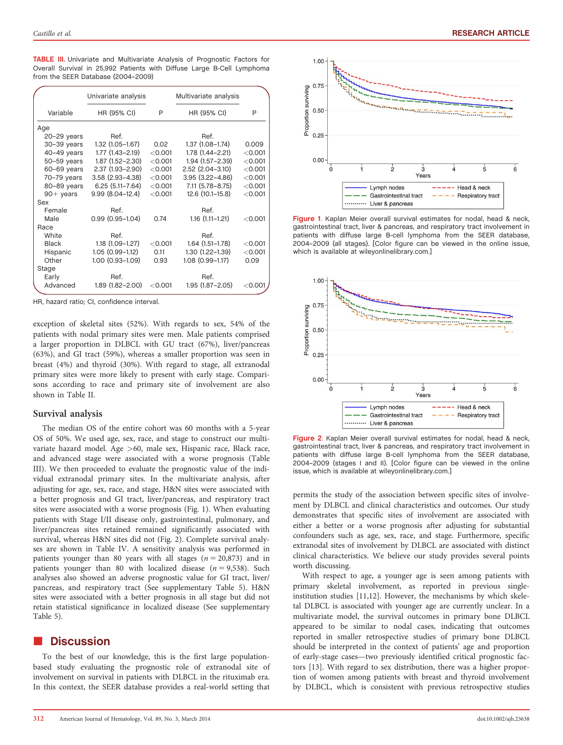**TABLE III.** Univariate and Multivariate Analysis of Prognostic Factors for Overall Survival in 25,992 Patients with Diffuse Large B-Cell Lymphoma from the SEER Database (2004–2009)

| | Univariate analysis | | Multivariate analysis | |
|---|---|---|---|---|
| Variable | HR (95% CI) | P | HR (95% CI) | P |
| Age | | | | |
| 20–29 years | Ref. | | Ref. | |
| 30–39 years | 1.32 (1.05–1.67) | 0.02 | 1.37 (1.08–1.74) | 0.009 |
| 40–49 years | 1.77 (1.43–2.19) | <0.001 | 1.78 (1.44–2.21) | <0.001 |
| 50–59 years | 1.87 (1.52–2.30) | <0.001 | 1.94 (1.57–2.39) | <0.001 |
| 60–69 years | 2.37 (1.93–2.90) | <0.001 | 2.52 (2.04–3.10) | <0.001 |
| 70–79 years | 3.58 (2.93–4.38) | <0.001 | 3.95 (3.22–4.86) | <0.001 |
| 80–89 years | 6.25 (5.11–7.64) | <0.001 | 7.11 (5.78–8.75) | <0.001 |
| 90+ years | 9.99 (8.04–12.4) | <0.001 | 12.6 (10.1–15.8) | <0.001 |
| Sex | | | | |
| Female | Ref. | | Ref. | |
| Male | 0.99 (0.95–1.04) | 0.74 | 1.16 (1.11–1.21) | <0.001 |
| Race | | | | |
| White | Ref. | | Ref. | |
| Black | 1.18 (1.09–1.27) | <0.001 | 1.64 (1.51–1.78) | <0.001 |
| Hispanic | 1.05 (0.99–1.12) | 0.11 | 1.30 (1.22–1.39) | <0.001 |
| Other | 1.00 (0.93–1.09) | 0.93 | 1.08 (0.99–1.17) | 0.09 |
| Stage | | | | |
| Early | Ref. | | Ref. | |
| Advanced | 1.89 (1.82–2.00) | <0.001 | 1.95 (1.87–2.05) | <0.001 |

HR, hazard ratio; CI, confidence interval.

exception of skeletal sites (52%). With regards to sex, 54% of the patients with nodal primary sites were men. Male patients comprised a larger proportion in DLBCL with GU tract (67%), liver/pancreas (63%), and GI tract (59%), whereas a smaller proportion was seen in breast (4%) and thyroid (30%). With regard to stage, all extranodal primary sites were more likely to present with early stage. Comparisons according to race and primary site of involvement are also shown in Table II.

### Survival analysis

The median OS of the entire cohort was 60 months with a 5-year OS of 50%. We used age, sex, race, and stage to construct our multivariate hazard model. Age >60, male sex, Hispanic race, Black race, and advanced stage were associated with a worse prognosis (Table III). We then proceeded to evaluate the prognostic value of the individual extranodal primary sites. In the multivariate analysis, after adjusting for age, sex, race, and stage, H&N sites were associated with a better prognosis and GI tract, liver/pancreas, and respiratory tract sites were associated with a worse prognosis (Fig. 1). When evaluating patients with Stage I/II disease only, gastrointestinal, pulmonary, and liver/pancreas sites retained remained significantly associated with survival, whereas H&N sites did not (Fig. 2). Complete survival analyses are shown in Table IV. A sensitivity analysis was performed in patients younger than 80 years with all stages ($n = 20{,}873$) and in patients younger than 80 with localized disease ($n = 9{,}538$). Such analyses also showed an adverse prognostic value for GI tract, liver/pancreas, and respiratory tract (See supplementary Table 5). H&N sites were associated with a better prognosis in all stage but did not retain statistical significance in localized disease (See supplementary Table 5).

1.00
0.75
0.50
0.25
0.00
Proportion surviving
0 1 2 3 4 5 6
Years
Lymph nodes
Gastrointestinal tract
Liver & pancreas
Head & neck
Respiratory tract

**Figure 1.** Kaplan Meier overall survival estimates for nodal, head & neck, gastrointestinal tract, liver & pancreas, and respiratory tract involvement in patients with diffuse large B-cell lymphoma from the SEER database, 2004–2009 (all stages). [Color figure can be viewed in the online issue, which is available at wileyonlinelibrary.com.]

1.00
0.75
0.50
0.25
0.00
Proportion surviving
0 1 2 3 4 5 6
Years
Lymph nodes
Gastrointestinal tract
Liver & pancreas
Head & neck
Respiratory tract

**Figure 2.** Kaplan Meier overall survival estimates for nodal, head & neck, gastrointestinal tract, liver & pancreas, and respiratory tract involvement in patients with diffuse large B-cell lymphoma from the SEER database, 2004–2009 (stages I and II). [Color figure can be viewed in the online issue, which is available at wileyonlinelibrary.com.]

## Discussion

To the best of our knowledge, this is the first large population-based study evaluating the prognostic role of extranodal site of involvement on survival in patients with DLBCL in the rituximab era. In this context, the SEER database provides a real-world setting that permits the study of the association between specific sites of involvement by DLBCL and clinical characteristics and outcomes. Our study demonstrates that specific sites of involvement are associated with either a better or a worse prognosis after adjusting for substantial confounders such as age, sex, race, and stage. Furthermore, specific extranodal sites of involvement by DLBCL are associated with distinct clinical characteristics. We believe our study provides several points worth discussing.

With respect to age, a younger age is seen among patients with primary skeletal involvement, as reported in previous single-institution studies [11,12]. However, the mechanisms by which skeletal DLBCL is associated with younger age are currently unclear. In a multivariate model, the survival outcomes in primary bone DLBCL appeared to be similar to nodal cases, indicating that outcomes reported in smaller retrospective studies of primary bone DLBCL should be interpreted in the context of patients' age and proportion of early-stage cases—two previously identified critical prognostic factors [13]. With regard to sex distribution, there was a higher proportion of women among patients with breast and thyroid involvement by DLBCL, which is consistent with previous retrospective studies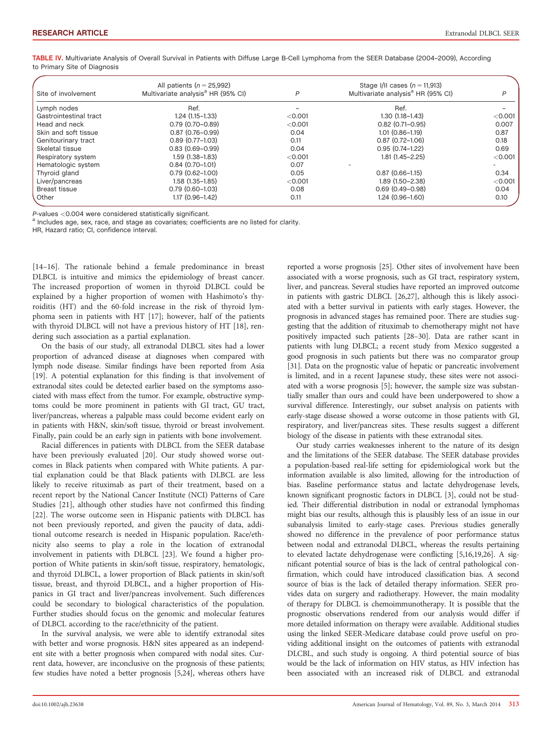**TABLE IV.** Multivariate Analysis of Overall Survival in Patients with Diffuse Large B-Cell Lymphoma from the SEER Database (2004–2009), According to Primary Site of Diagnosis

| Site of involvement | All patients ($n = 25,992$) Multivariate analysis[a] HR (95% CI) | P | Stage I/II cases ($n = 11,913$) Multivariate analysis[a] HR (95% CI) | P |
|---|---|---|---|---|
| Lymph nodes | Ref. | – | Ref. | – |
| Gastrointestinal tract | 1.24 (1.15–1.33) | <0.001 | 1.30 (1.18–1.43) | <0.001 |
| Head and neck | 0.79 (0.70–0.89) | <0.001 | 0.82 (0.71–0.95) | 0.007 |
| Skin and soft tissue | 0.87 (0.76–0.99) | 0.04 | 1.01 (0.86–1.19) | 0.87 |
| Genitourinary tract | 0.89 (0.77–1.03) | 0.11 | 0.87 (0.72–1.06) | 0.18 |
| Skeletal tissue | 0.83 (0.69–0.99) | 0.04 | 0.95 (0.74–1.22) | 0.69 |
| Respiratory system | 1.59 (1.38–1.83) | <0.001 | 1.81 (1.45–2.25) | <0.001 |
| Hematologic system | 0.84 (0.70–1.01) | 0.07 | - | - |
| Thyroid gland | 0.79 (0.62–1.00) | 0.05 | 0.87 (0.66–1.15) | 0.34 |
| Liver/pancreas | 1.58 (1.35–1.85) | <0.001 | 1.89 (1.50–2.38) | <0.001 |
| Breast tissue | 0.79 (0.60–1.03) | 0.08 | 0.69 (0.49–0.98) | 0.04 |
| Other | 1.17 (0.96–1.42) | 0.11 | 1.24 (0.96–1.60) | 0.10 |

*P*-values <0.004 were considered statistically significant.
[a] Includes age, sex, race, and stage as covariates; coefficients are no listed for clarity.
HR, Hazard ratio; CI, confidence interval.

[14–16]. The rationale behind a female predominance in breast DLBCL is intuitive and mimics the epidemiology of breast cancer. The increased proportion of women in thyroid DLBCL could be explained by a higher proportion of women with Hashimoto's thyroiditis (HT) and the 60-fold increase in the risk of thyroid lymphoma seen in patients with HT [17]; however, half of the patients with thyroid DLBCL will not have a previous history of HT [18], rendering such association as a partial explanation.

On the basis of our study, all extranodal DLBCL sites had a lower proportion of advanced disease at diagnoses when compared with lymph node disease. Similar findings have been reported from Asia [19]. A potential explanation for this finding is that involvement of extranodal sites could be detected earlier based on the symptoms associated with mass effect from the tumor. For example, obstructive symptoms could be more prominent in patients with GI tract, GU tract, liver/pancreas, whereas a palpable mass could become evident early on in patients with H&N, skin/soft tissue, thyroid or breast involvement. Finally, pain could be an early sign in patients with bone involvement.

Racial differences in patients with DLBCL from the SEER database have been previously evaluated [20]. Our study showed worse outcomes in Black patients when compared with White patients. A partial explanation could be that Black patients with DLBCL are less likely to receive rituximab as part of their treatment, based on a recent report by the National Cancer Institute (NCI) Patterns of Care Studies [21], although other studies have not confirmed this finding [22]. The worse outcome seen in Hispanic patients with DLBCL has not been previously reported, and given the paucity of data, additional outcome research is needed in Hispanic population. Race/ethnicity also seems to play a role in the location of extranodal involvement in patients with DLBCL [23]. We found a higher proportion of White patients in skin/soft tissue, respiratory, hematologic, and thyroid DLBCL, a lower proportion of Black patients in skin/soft tissue, breast, and thyroid DLBCL, and a higher proportion of Hispanics in GI tract and liver/pancreas involvement. Such differences could be secondary to biological characteristics of the population. Further studies should focus on the genomic and molecular features of DLBCL according to the race/ethnicity of the patient.

In the survival analysis, we were able to identify extranodal sites with better and worse prognosis. H&N sites appeared as an independent site with a better prognosis when compared with nodal sites. Current data, however, are inconclusive on the prognosis of these patients; few studies have noted a better prognosis [5,24], whereas others have reported a worse prognosis [25]. Other sites of involvement have been associated with a worse prognosis, such as GI tract, respiratory system, liver, and pancreas. Several studies have reported an improved outcome in patients with gastric DLBCL [26,27], although this is likely associated with a better survival in patients with early stages. However, the prognosis in advanced stages has remained poor. There are studies suggesting that the addition of rituximab to chemotherapy might not have positively impacted such patients [28–30]. Data are rather scant in patients with lung DLBCL; a recent study from Mexico suggested a good prognosis in such patients but there was no comparator group [31]. Data on the prognostic value of hepatic or pancreatic involvement is limited, and in a recent Japanese study, these sites were not associated with a worse prognosis [5]; however, the sample size was substantially smaller than ours and could have been underpowered to show a survival difference. Interestingly, our subset analysis on patients with early-stage disease showed a worse outcome in those patients with GI, respiratory, and liver/pancreas sites. These results suggest a different biology of the disease in patients with these extranodal sites.

Our study carries weaknesses inherent to the nature of its design and the limitations of the SEER database. The SEER database provides a population-based real-life setting for epidemiological work but the information available is also limited, allowing for the introduction of bias. Baseline performance status and lactate dehydrogenase levels, known significant prognostic factors in DLBCL [3], could not be studied. Their differential distribution in nodal or extranodal lymphomas might bias our results, although this is plausibly less of an issue in our subanalysis limited to early-stage cases. Previous studies generally showed no difference in the prevalence of poor performance status between nodal and extranodal DLBCL, whereas the results pertaining to elevated lactate dehydrogenase were conflicting [5,16,19,26]. A significant potential source of bias is the lack of central pathological confirmation, which could have introduced classification bias. A second source of bias is the lack of detailed therapy information. SEER provides data on surgery and radiotherapy. However, the main modality of therapy for DLBCL is chemoimmunotherapy. It is possible that the prognostic observations rendered from our analysis would differ if more detailed information on therapy were available. Additional studies using the linked SEER-Medicare database could prove useful on providing additional insight on the outcomes of patients with extranodal DLCBL, and such study is ongoing. A third potential source of bias would be the lack of information on HIV status, as HIV infection has been associated with an increased risk of DLBCL and extranodal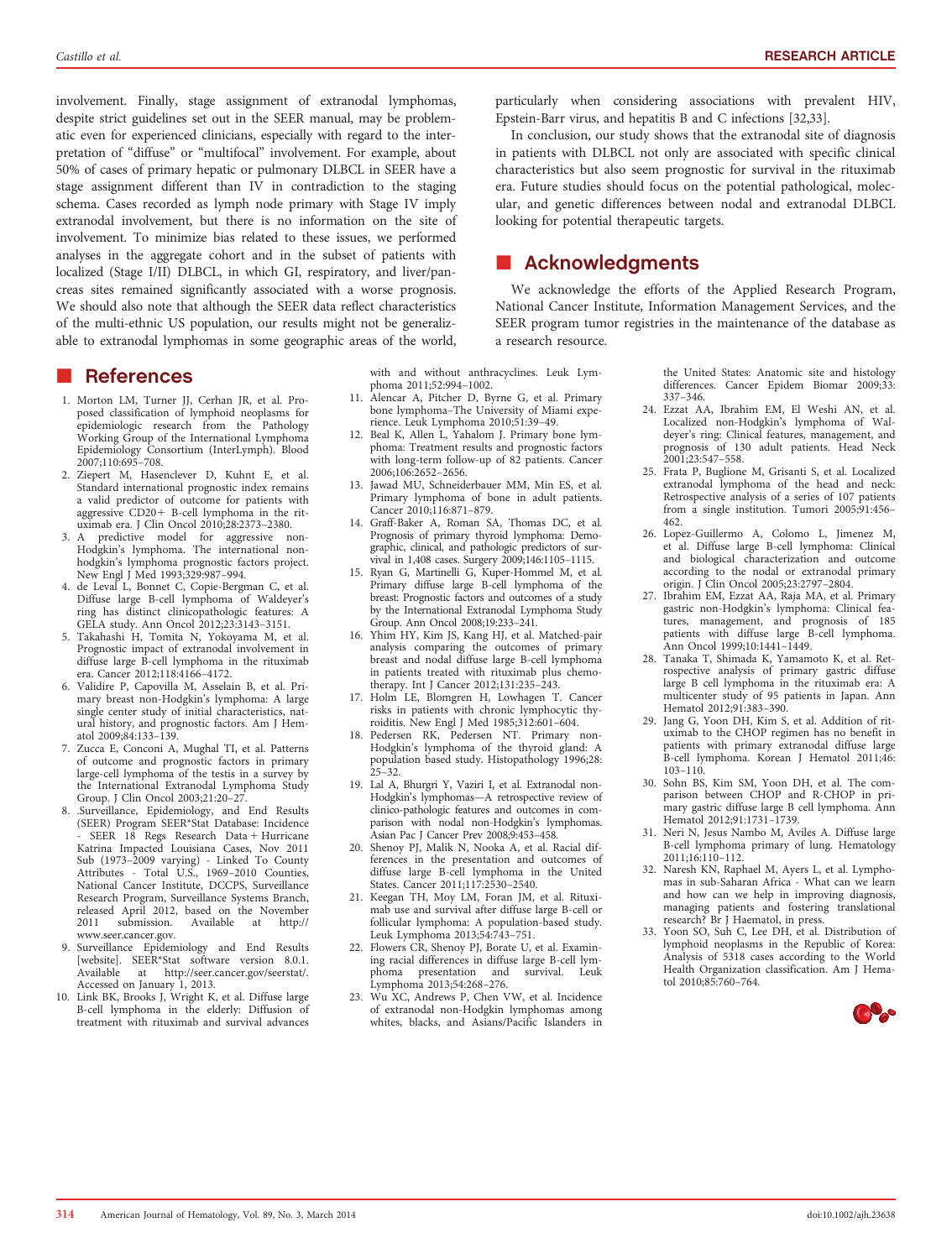involvement. Finally, stage assignment of extranodal lymphomas, despite strict guidelines set out in the SEER manual, may be problematic even for experienced clinicians, especially with regard to the interpretation of "diffuse" or "multifocal" involvement. For example, about 50% of cases of primary hepatic or pulmonary DLBCL in SEER have a stage assignment different than IV in contradiction to the staging schema. Cases recorded as lymph node primary with Stage IV imply extranodal involvement, but there is no information on the site of involvement. To minimize bias related to these issues, we performed analyses in the aggregate cohort and in the subset of patients with localized (Stage I/II) DLBCL, in which GI, respiratory, and liver/pancreas sites remained significantly associated with a worse prognosis. We should also note that although the SEER data reflect characteristics of the multi-ethnic US population, our results might not be generalizable to extranodal lymphomas in some geographic areas of the world, particularly when considering associations with prevalent HIV, Epstein-Barr virus, and hepatitis B and C infections [32,33].

In conclusion, our study shows that the extranodal site of diagnosis in patients with DLBCL not only are associated with specific clinical characteristics but also seem prognostic for survival in the rituximab era. Future studies should focus on the potential pathological, molecular, and genetic differences between nodal and extranodal DLBCL looking for potential therapeutic targets.

## Acknowledgments

We acknowledge the efforts of the Applied Research Program, National Cancer Institute, Information Management Services, and the SEER program tumor registries in the maintenance of the database as a research resource.

## References

1. Morton LM, Turner JJ, Cerhan JR, et al. Proposed classification of lymphoid neoplasms for epidemiologic research from the Pathology Working Group of the International Lymphoma Epidemiology Consortium (InterLymph). Blood 2007;110:695–708.
2. Ziepert M, Hasenclever D, Kuhnt E, et al. Standard international prognostic index remains a valid predictor of outcome for patients with aggressive CD20+ B-cell lymphoma in the rituximab era. J Clin Oncol 2010;28:2373–2380.
3. A predictive model for aggressive non-Hodgkin's lymphoma. The international non-hodgkin's lymphoma prognostic factors project. New Engl J Med 1993;329:987–994.
4. de Leval L, Bonnet C, Copie-Bergman C, et al. Diffuse large B-cell lymphoma of Waldeyer's ring has distinct clinicopathologic features: A GELA study. Ann Oncol 2012;23:3143–3151.
5. Takahashi H, Tomita N, Yokoyama M, et al. Prognostic impact of extranodal involvement in diffuse large B-cell lymphoma in the rituximab era. Cancer 2012;118:4166–4172.
6. Validire P, Capovilla M, Asselain B, et al. Primary breast non-Hodgkin's lymphoma: A large single center study of initial characteristics, natural history, and prognostic factors. Am J Hematol 2009;84:133–139.
7. Zucca E, Conconi A, Mughal TI, et al. Patterns of outcome and prognostic factors in primary large-cell lymphoma of the testis in a survey by the International Extranodal Lymphoma Study Group. J Clin Oncol 2003;21:20–27.
8. .Surveillance, Epidemiology, and End Results (SEER) Program SEER*Stat Database: Incidence - SEER 18 Regs Research Data + Hurricane Katrina Impacted Louisiana Cases, Nov 2011 Sub (1973–2009 varying) - Linked To County Attributes - Total U.S., 1969–2010 Counties, National Cancer Institute, DCCPS, Surveillance Research Program, Surveillance Systems Branch, released April 2012, based on the November 2011 submission. Available at http://www.seer.cancer.gov.
9. Surveillance Epidemiology and End Results [website]. SEER*Stat software version 8.0.1. Available at http://seer.cancer.gov/seerstat/. Accessed on January 1, 2013.
10. Link BK, Brooks J, Wright K, et al. Diffuse large B-cell lymphoma in the elderly: Diffusion of treatment with rituximab and survival advances with and without anthracyclines. Leuk Lymphoma 2011;52:994–1002.
11. Alencar A, Pitcher D, Byrne G, et al. Primary bone lymphoma–The University of Miami experience. Leuk Lymphoma 2010;51:39–49.
12. Beal K, Allen L, Yahalom J. Primary bone lymphoma: Treatment results and prognostic factors with long-term follow-up of 82 patients. Cancer 2006;106:2652–2656.
13. Jawad MU, Schneiderbauer MM, Min ES, et al. Primary lymphoma of bone in adult patients. Cancer 2010;116:871–879.
14. Graff-Baker A, Roman SA, Thomas DC, et al. Prognosis of primary thyroid lymphoma: Demographic, clinical, and pathologic predictors of survival in 1,408 cases. Surgery 2009;146:1105–1115.
15. Ryan G, Martinelli G, Kuper-Hommel M, et al. Primary diffuse large B-cell lymphoma of the breast: Prognostic factors and outcomes of a study by the International Extranodal Lymphoma Study Group. Ann Oncol 2008;19:233–241.
16. Yhim HY, Kim JS, Kang HJ, et al. Matched-pair analysis comparing the outcomes of primary breast and nodal diffuse large B-cell lymphoma in patients treated with rituximab plus chemotherapy. Int J Cancer 2012;131:235–243.
17. Holm LE, Blomgren H, Lowhagen T. Cancer risks in patients with chronic lymphocytic thyroiditis. New Engl J Med 1985;312:601–604.
18. Pedersen RK, Pedersen NT. Primary non-Hodgkin's lymphoma of the thyroid gland: A population based study. Histopathology 1996;28:25–32.
19. Lal A, Bhurgri Y, Vaziri I, et al. Extranodal non-Hodgkin's lymphomas—A retrospective review of clinico-pathologic features and outcomes in comparison with nodal non-Hodgkin's lymphomas. Asian Pac J Cancer Prev 2008;9:453–458.
20. Shenoy PJ, Malik N, Nooka A, et al. Racial differences in the presentation and outcomes of diffuse large B-cell lymphoma in the United States. Cancer 2011;117:2530–2540.
21. Keegan TH, Moy LM, Foran JM, et al. Rituximab use and survival after diffuse large B-cell or follicular lymphoma: A population-based study. Leuk Lymphoma 2013;54:743–751.
22. Flowers CR, Shenoy PJ, Borate U, et al. Examining racial differences in diffuse large B-cell lymphoma presentation and survival. Leuk Lymphoma 2013;54:268–276.
23. Wu XC, Andrews P, Chen VW, et al. Incidence of extranodal non-Hodgkin lymphomas among whites, blacks, and Asians/Pacific Islanders in the United States: Anatomic site and histology differences. Cancer Epidem Biomar 2009;33:337–346.
24. Ezzat AA, Ibrahim EM, El Weshi AN, et al. Localized non-Hodgkin's lymphoma of Waldeyer's ring: Clinical features, management, and prognosis of 130 adult patients. Head Neck 2001;23:547–558.
25. Frata P, Buglione M, Grisanti S, et al. Localized extranodal lymphoma of the head and neck: Retrospective analysis of a series of 107 patients from a single institution. Tumori 2005;91:456–462.
26. Lopez-Guillermo A, Colomo L, Jimenez M, et al. Diffuse large B-cell lymphoma: Clinical and biological characterization and outcome according to the nodal or extranodal primary origin. J Clin Oncol 2005;23:2797–2804.
27. Ibrahim EM, Ezzat AA, Raja MA, et al. Primary gastric non-Hodgkin's lymphoma: Clinical features, management, and prognosis of 185 patients with diffuse large B-cell lymphoma. Ann Oncol 1999;10:1441–1449.
28. Tanaka T, Shimada K, Yamamoto K, et al. Retrospective analysis of primary gastric diffuse large B cell lymphoma in the rituximab era: A multicenter study of 95 patients in Japan. Ann Hematol 2012;91:383–390.
29. Jang G, Yoon DH, Kim S, et al. Addition of rituximab to the CHOP regimen has no benefit in patients with primary extranodal diffuse large B-cell lymphoma. Korean J Hematol 2011;46:103–110.
30. Sohn BS, Kim SM, Yoon DH, et al. The comparison between CHOP and R-CHOP in primary gastric diffuse large B cell lymphoma. Ann Hematol 2012;91:1731–1739.
31. Neri N, Jesus Nambo M, Aviles A. Diffuse large B-cell lymphoma primary of lung. Hematology 2011;16:110–112.
32. Naresh KN, Raphael M, Ayers L, et al. Lymphomas in sub-Saharan Africa - What can we learn and how can we help in improving diagnosis, managing patients and fostering translational research? Br J Haematol, in press.
33. Yoon SO, Suh C, Lee DH, et al. Distribution of lymphoid neoplasms in the Republic of Korea: Analysis of 5318 cases according to the World Health Organization classification. Am J Hematol 2010;85:760–764.